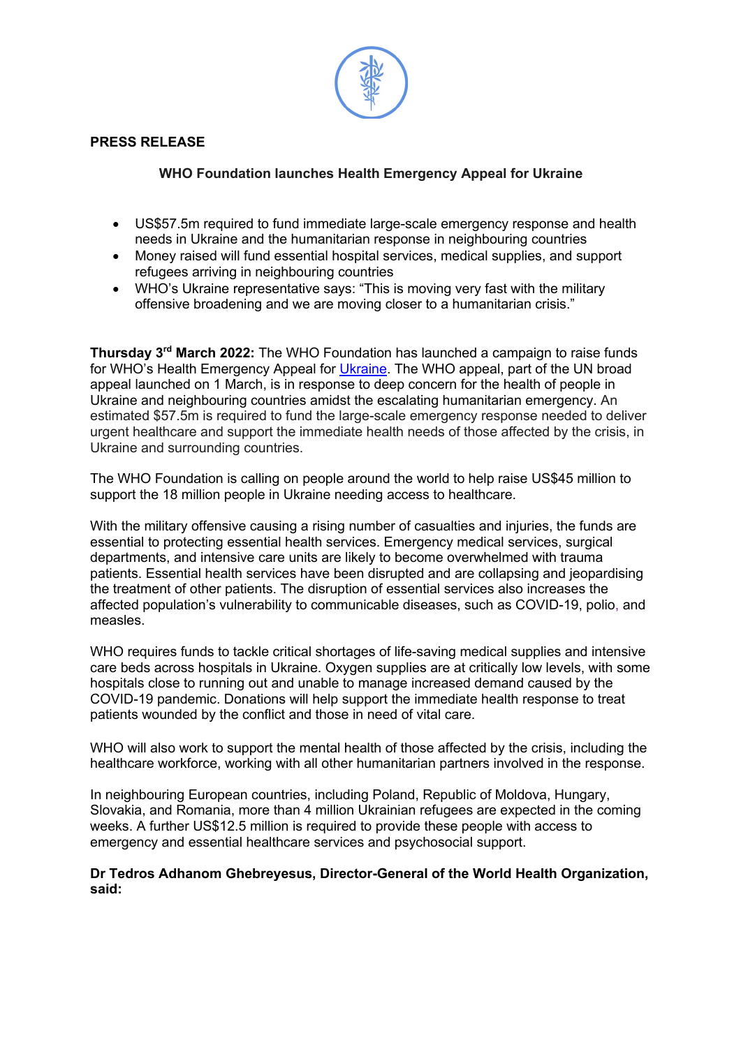**PRESS RELEASE**

## WHO Foundation launches Health Emergency Appeal for Ukraine

- US$57.5m required to fund immediate large-scale emergency response and health needs in Ukraine and the humanitarian response in neighbouring countries
- Money raised will fund essential hospital services, medical supplies, and support refugees arriving in neighbouring countries
- WHO's Ukraine representative says: "This is moving very fast with the military offensive broadening and we are moving closer to a humanitarian crisis."

**Thursday 3rd March 2022:** The WHO Foundation has launched a campaign to raise funds for WHO's Health Emergency Appeal for Ukraine. The WHO appeal, part of the UN broad appeal launched on 1 March, is in response to deep concern for the health of people in Ukraine and neighbouring countries amidst the escalating humanitarian emergency. An estimated $57.5m is required to fund the large-scale emergency response needed to deliver urgent healthcare and support the immediate health needs of those affected by the crisis, in Ukraine and surrounding countries.

The WHO Foundation is calling on people around the world to help raise US$45 million to support the 18 million people in Ukraine needing access to healthcare.

With the military offensive causing a rising number of casualties and injuries, the funds are essential to protecting essential health services. Emergency medical services, surgical departments, and intensive care units are likely to become overwhelmed with trauma patients. Essential health services have been disrupted and are collapsing and jeopardising the treatment of other patients. The disruption of essential services also increases the affected population's vulnerability to communicable diseases, such as COVID-19, polio, and measles.

WHO requires funds to tackle critical shortages of life-saving medical supplies and intensive care beds across hospitals in Ukraine. Oxygen supplies are at critically low levels, with some hospitals close to running out and unable to manage increased demand caused by the COVID-19 pandemic. Donations will help support the immediate health response to treat patients wounded by the conflict and those in need of vital care.

WHO will also work to support the mental health of those affected by the crisis, including the healthcare workforce, working with all other humanitarian partners involved in the response.

In neighbouring European countries, including Poland, Republic of Moldova, Hungary, Slovakia, and Romania, more than 4 million Ukrainian refugees are expected in the coming weeks. A further US$12.5 million is required to provide these people with access to emergency and essential healthcare services and psychosocial support.

**Dr Tedros Adhanom Ghebreyesus, Director-General of the World Health Organization, said:**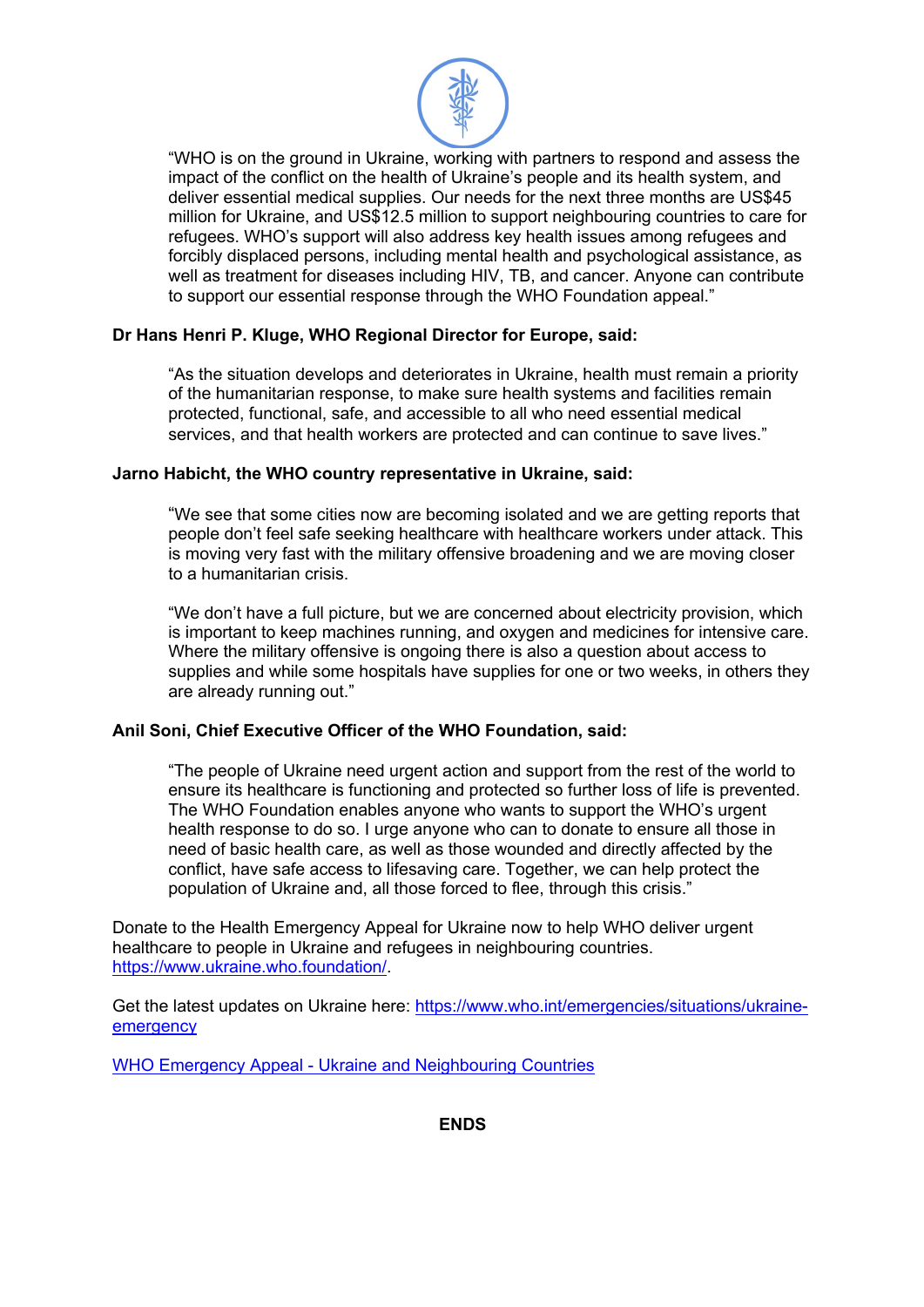> "WHO is on the ground in Ukraine, working with partners to respond and assess the impact of the conflict on the health of Ukraine's people and its health system, and deliver essential medical supplies. Our needs for the next three months are US$45 million for Ukraine, and US$12.5 million to support neighbouring countries to care for refugees. WHO's support will also address key health issues among refugees and forcibly displaced persons, including mental health and psychological assistance, as well as treatment for diseases including HIV, TB, and cancer. Anyone can contribute to support our essential response through the WHO Foundation appeal."

**Dr Hans Henri P. Kluge, WHO Regional Director for Europe, said:**

> "As the situation develops and deteriorates in Ukraine, health must remain a priority of the humanitarian response, to make sure health systems and facilities remain protected, functional, safe, and accessible to all who need essential medical services, and that health workers are protected and can continue to save lives."

**Jarno Habicht, the WHO country representative in Ukraine, said:**

> "We see that some cities now are becoming isolated and we are getting reports that people don't feel safe seeking healthcare with healthcare workers under attack. This is moving very fast with the military offensive broadening and we are moving closer to a humanitarian crisis.
>
> "We don't have a full picture, but we are concerned about electricity provision, which is important to keep machines running, and oxygen and medicines for intensive care. Where the military offensive is ongoing there is also a question about access to supplies and while some hospitals have supplies for one or two weeks, in others they are already running out."

**Anil Soni, Chief Executive Officer of the WHO Foundation, said:**

> "The people of Ukraine need urgent action and support from the rest of the world to ensure its healthcare is functioning and protected so further loss of life is prevented. The WHO Foundation enables anyone who wants to support the WHO's urgent health response to do so. I urge anyone who can to donate to ensure all those in need of basic health care, as well as those wounded and directly affected by the conflict, have safe access to lifesaving care. Together, we can help protect the population of Ukraine and, all those forced to flee, through this crisis."

Donate to the Health Emergency Appeal for Ukraine now to help WHO deliver urgent healthcare to people in Ukraine and refugees in neighbouring countries. [https://www.ukraine.who.foundation/](https://www.ukraine.who.foundation/).

Get the latest updates on Ukraine here: [https://www.who.int/emergencies/situations/ukraine-emergency](https://www.who.int/emergencies/situations/ukraine-emergency)

[WHO Emergency Appeal - Ukraine and Neighbouring Countries]()

**ENDS**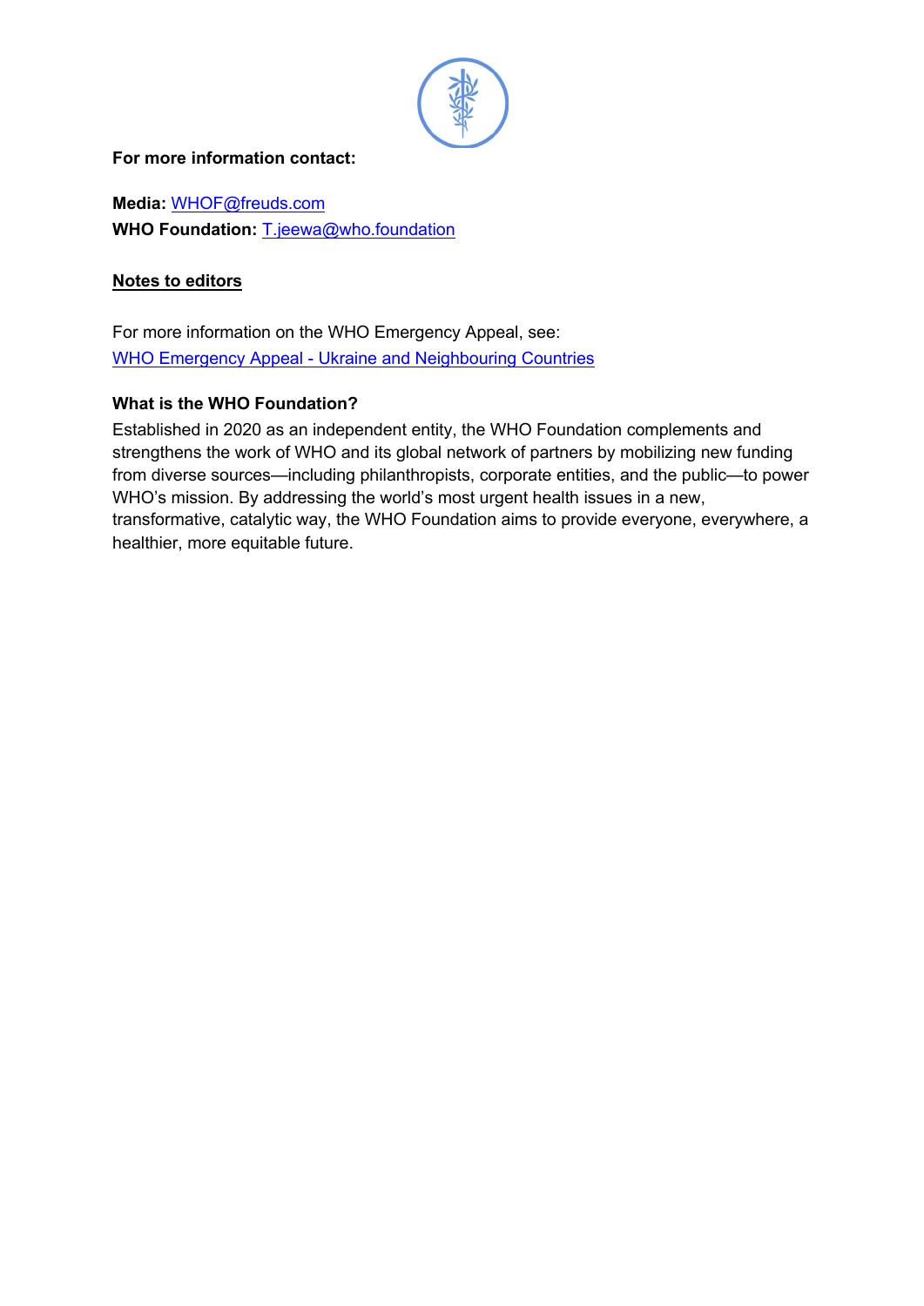**For more information contact:**

**Media:** WHOF@freuds.com
**WHO Foundation:** T.jeewa@who.foundation

**Notes to editors**

For more information on the WHO Emergency Appeal, see:
WHO Emergency Appeal - Ukraine and Neighbouring Countries

**What is the WHO Foundation?**

Established in 2020 as an independent entity, the WHO Foundation complements and strengthens the work of WHO and its global network of partners by mobilizing new funding from diverse sources—including philanthropists, corporate entities, and the public—to power WHO's mission. By addressing the world's most urgent health issues in a new, transformative, catalytic way, the WHO Foundation aims to provide everyone, everywhere, a healthier, more equitable future.